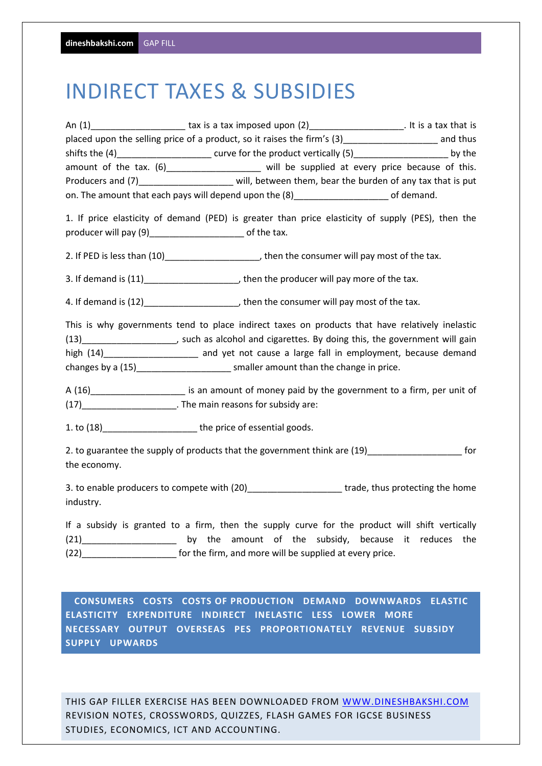# INDIRECT TAXES & SUBSIDIES

An (1)___________________ tax is a tax imposed upon (2)___________________. It is a tax that is placed upon the selling price of a product, so it raises the firm's (3)___________________ and thus shifts the (4)___________________ curve for the product vertically (5)___________________ by the amount of the tax. (6)___________________ will be supplied at every price because of this. Producers and (7)___________________ will, between them, bear the burden of any tax that is put on. The amount that each pays will depend upon the (8)___________________ of demand.

1. If price elasticity of demand (PED) is greater than price elasticity of supply (PES), then the producer will pay (9)___________________ of the tax.

2. If PED is less than (10)___________________, then the consumer will pay most of the tax.

3. If demand is (11)___________________, then the producer will pay more of the tax.

4. If demand is (12)___________________, then the consumer will pay most of the tax.

This is why governments tend to place indirect taxes on products that have relatively inelastic (13)___________________, such as alcohol and cigarettes. By doing this, the government will gain high (14)___________________ and yet not cause a large fall in employment, because demand changes by a (15)___________________ smaller amount than the change in price.

A (16)___________________ is an amount of money paid by the government to a firm, per unit of (17)___________________. The main reasons for subsidy are:

1. to (18)___________________ the price of essential goods.

2. to guarantee the supply of products that the government think are (19)___________________ for the economy.

3. to enable producers to compete with (20)___________________ trade, thus protecting the home industry.

If a subsidy is granted to a firm, then the supply curve for the product will shift vertically (21)___________________ by the amount of the subsidy, because it reduces the (22)___________________ for the firm, and more will be supplied at every price.

**CONSUMERS COSTS COSTS OF PRODUCTION DEMAND DOWNWARDS ELASTIC ELASTICITY EXPENDITURE INDIRECT INELASTIC LESS LOWER MORE NECESSARY OUTPUT OVERSEAS PES PROPORTIONATELY REVENUE SUBSIDY SUPPLY UPWARDS**

THIS GAP FILLER EXERCISE HAS BEEN DOWNLOADED FROM WWW.DINESHBAKSHI.COM REVISION NOTES, CROSSWORDS, QUIZZES, FLASH GAMES FOR IGCSE BUSINESS STUDIES, ECONOMICS, ICT AND ACCOUNTING.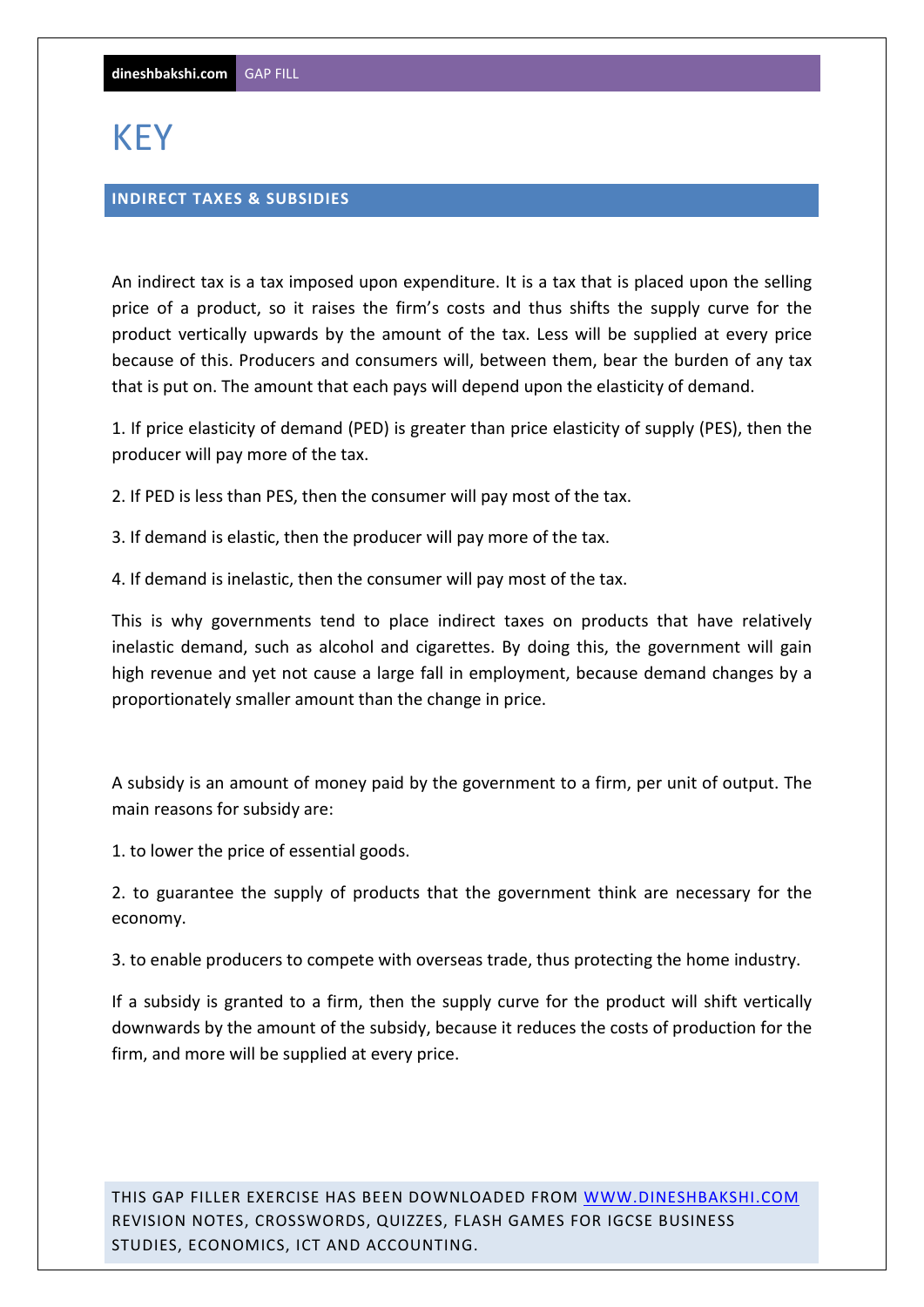# KEY

## INDIRECT TAXES & SUBSIDIES

An indirect tax is a tax imposed upon expenditure. It is a tax that is placed upon the selling price of a product, so it raises the firm's costs and thus shifts the supply curve for the product vertically upwards by the amount of the tax. Less will be supplied at every price because of this. Producers and consumers will, between them, bear the burden of any tax that is put on. The amount that each pays will depend upon the elasticity of demand.

1. If price elasticity of demand (PED) is greater than price elasticity of supply (PES), then the producer will pay more of the tax.

2. If PED is less than PES, then the consumer will pay most of the tax.

3. If demand is elastic, then the producer will pay more of the tax.

4. If demand is inelastic, then the consumer will pay most of the tax.

This is why governments tend to place indirect taxes on products that have relatively inelastic demand, such as alcohol and cigarettes. By doing this, the government will gain high revenue and yet not cause a large fall in employment, because demand changes by a proportionately smaller amount than the change in price.

A subsidy is an amount of money paid by the government to a firm, per unit of output. The main reasons for subsidy are:

1. to lower the price of essential goods.

2. to guarantee the supply of products that the government think are necessary for the economy.

3. to enable producers to compete with overseas trade, thus protecting the home industry.

If a subsidy is granted to a firm, then the supply curve for the product will shift vertically downwards by the amount of the subsidy, because it reduces the costs of production for the firm, and more will be supplied at every price.

THIS GAP FILLER EXERCISE HAS BEEN DOWNLOADED FROM WWW.DINESHBAKSHI.COM REVISION NOTES, CROSSWORDS, QUIZZES, FLASH GAMES FOR IGCSE BUSINESS STUDIES, ECONOMICS, ICT AND ACCOUNTING.